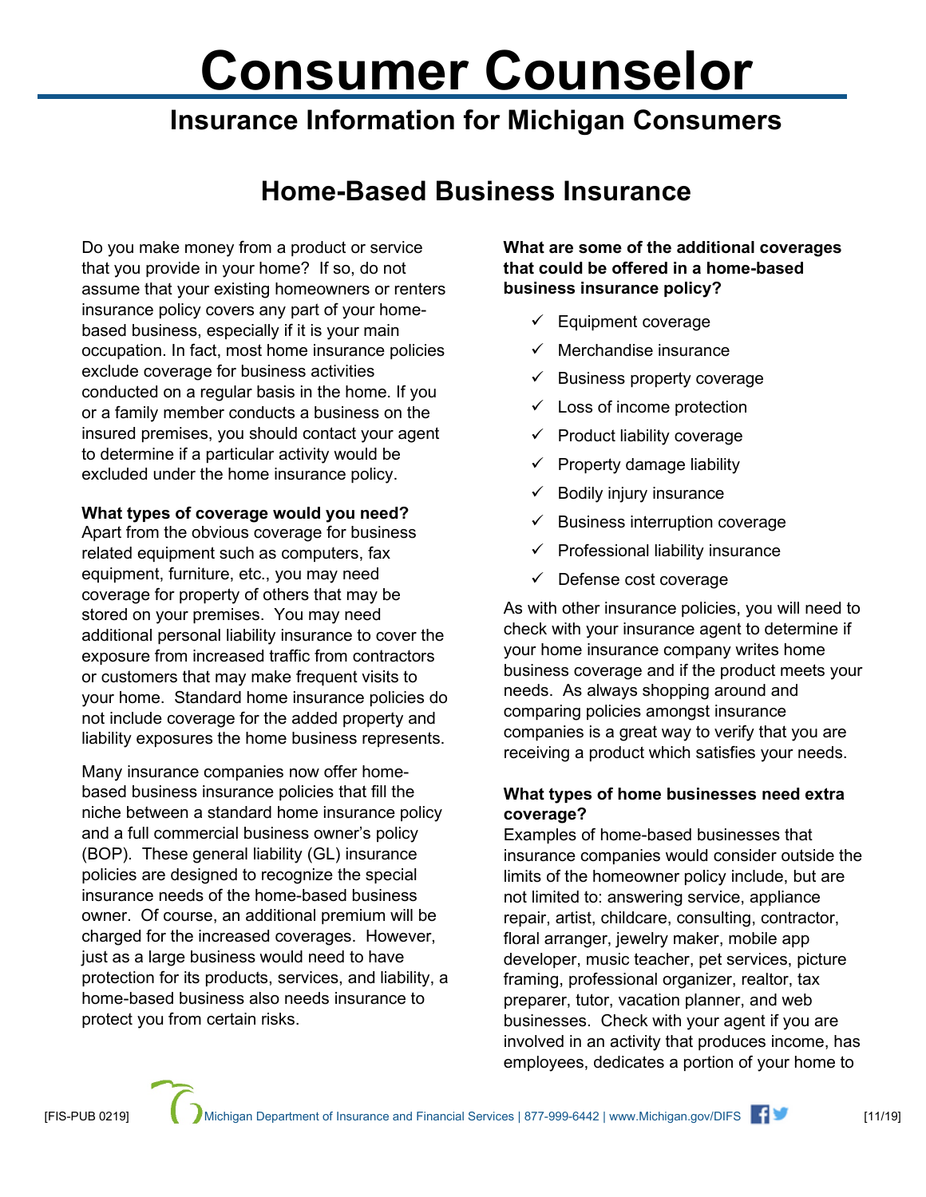# Consumer Counselor

## Insurance Information for Michigan Consumers

## Home-Based Business Insurance

Do you make money from a product or service that you provide in your home? If so, do not assume that your existing homeowners or renters insurance policy covers any part of your home-based business, especially if it is your main occupation. In fact, most home insurance policies exclude coverage for business activities conducted on a regular basis in the home. If you or a family member conducts a business on the insured premises, you should contact your agent to determine if a particular activity would be excluded under the home insurance policy.

**What types of coverage would you need?**
Apart from the obvious coverage for business related equipment such as computers, fax equipment, furniture, etc., you may need coverage for property of others that may be stored on your premises. You may need additional personal liability insurance to cover the exposure from increased traffic from contractors or customers that may make frequent visits to your home. Standard home insurance policies do not include coverage for the added property and liability exposures the home business represents.

Many insurance companies now offer home-based business insurance policies that fill the niche between a standard home insurance policy and a full commercial business owner's policy (BOP). These general liability (GL) insurance policies are designed to recognize the special insurance needs of the home-based business owner. Of course, an additional premium will be charged for the increased coverages. However, just as a large business would need to have protection for its products, services, and liability, a home-based business also needs insurance to protect you from certain risks.

**What are some of the additional coverages that could be offered in a home-based business insurance policy?**

- ✓ Equipment coverage
- ✓ Merchandise insurance
- ✓ Business property coverage
- ✓ Loss of income protection
- ✓ Product liability coverage
- ✓ Property damage liability
- ✓ Bodily injury insurance
- ✓ Business interruption coverage
- ✓ Professional liability insurance
- ✓ Defense cost coverage

As with other insurance policies, you will need to check with your insurance agent to determine if your home insurance company writes home business coverage and if the product meets your needs. As always shopping around and comparing policies amongst insurance companies is a great way to verify that you are receiving a product which satisfies your needs.

**What types of home businesses need extra coverage?**
Examples of home-based businesses that insurance companies would consider outside the limits of the homeowner policy include, but are not limited to: answering service, appliance repair, artist, childcare, consulting, contractor, floral arranger, jewelry maker, mobile app developer, music teacher, pet services, picture framing, professional organizer, realtor, tax preparer, tutor, vacation planner, and web businesses. Check with your agent if you are involved in an activity that produces income, has employees, dedicates a portion of your home to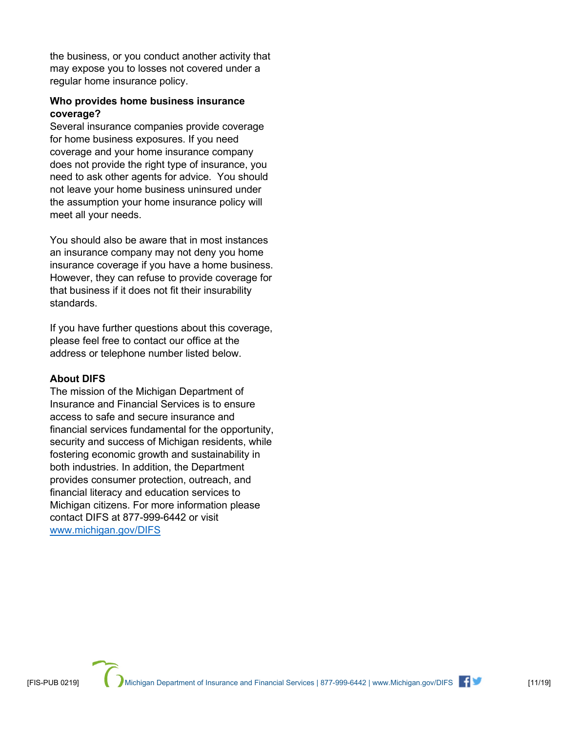the business, or you conduct another activity that may expose you to losses not covered under a regular home insurance policy.

**Who provides home business insurance coverage?**

Several insurance companies provide coverage for home business exposures. If you need coverage and your home insurance company does not provide the right type of insurance, you need to ask other agents for advice. You should not leave your home business uninsured under the assumption your home insurance policy will meet all your needs.

You should also be aware that in most instances an insurance company may not deny you home insurance coverage if you have a home business. However, they can refuse to provide coverage for that business if it does not fit their insurability standards.

If you have further questions about this coverage, please feel free to contact our office at the address or telephone number listed below.

**About DIFS**

The mission of the Michigan Department of Insurance and Financial Services is to ensure access to safe and secure insurance and financial services fundamental for the opportunity, security and success of Michigan residents, while fostering economic growth and sustainability in both industries. In addition, the Department provides consumer protection, outreach, and financial literacy and education services to Michigan citizens. For more information please contact DIFS at 877-999-6442 or visit [www.michigan.gov/DIFS](http://www.michigan.gov/DIFS)